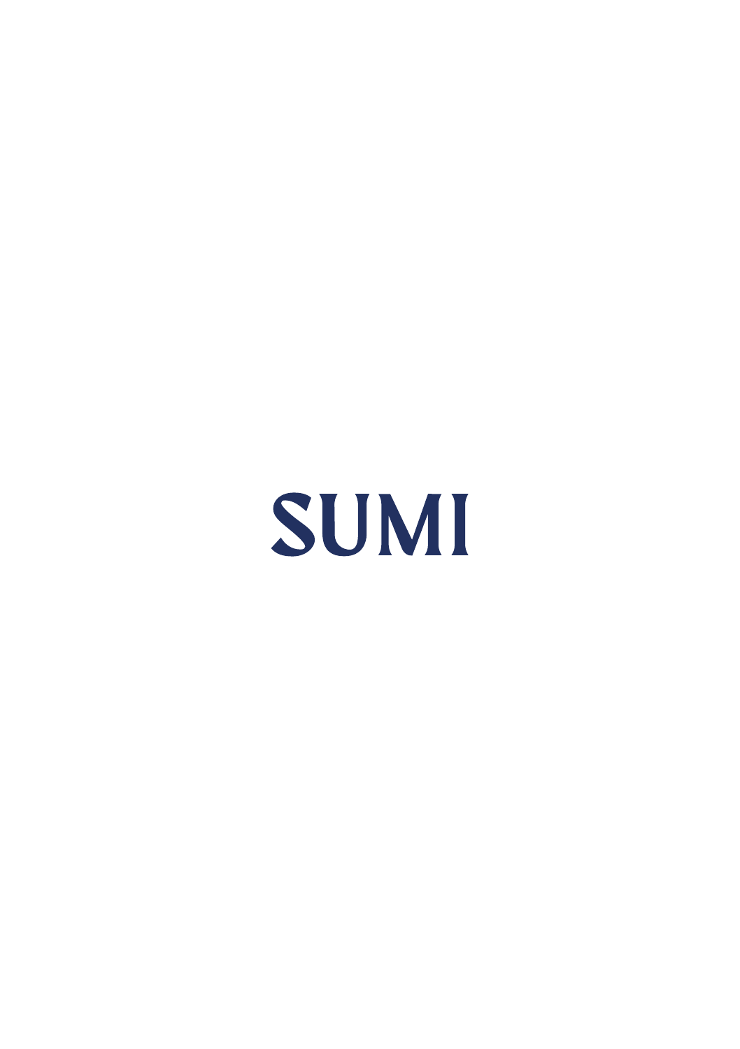# SUMI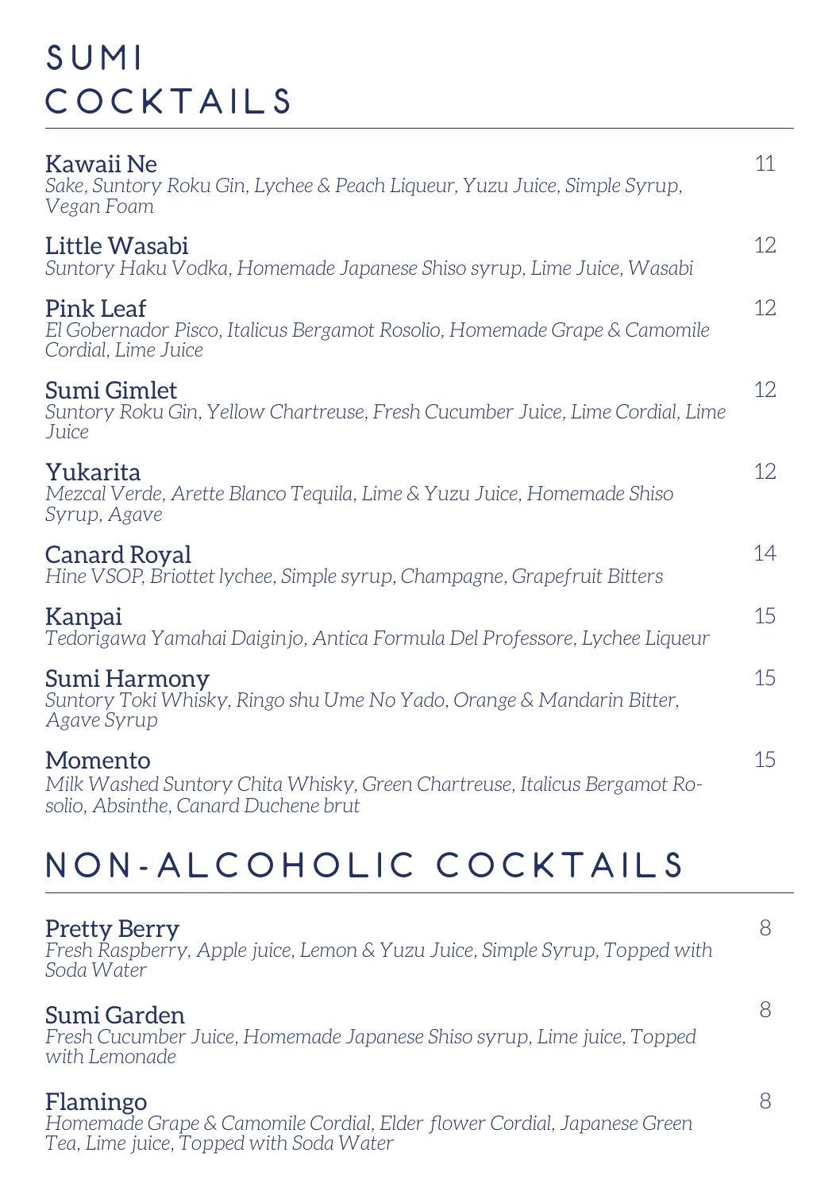# SUMI COCKTAILS

**Kawaii Ne** — 11
*Sake, Suntory Roku Gin, Lychee & Peach Liqueur, Yuzu Juice, Simple Syrup, Vegan Foam*

**Little Wasabi** — 12
*Suntory Haku Vodka, Homemade Japanese Shiso syrup, Lime Juice, Wasabi*

**Pink Leaf** — 12
*El Gobernador Pisco, Italicus Bergamot Rosolio, Homemade Grape & Camomile Cordial, Lime Juice*

**Sumi Gimlet** — 12
*Suntory Roku Gin, Yellow Chartreuse, Fresh Cucumber Juice, Lime Cordial, Lime Juice*

**Yukarita** — 12
*Mezcal Verde, Arette Blanco Tequila, Lime & Yuzu Juice, Homemade Shiso Syrup, Agave*

**Canard Royal** — 14
*Hine VSOP, Briottet lychee, Simple syrup, Champagne, Grapefruit Bitters*

**Kanpai** — 15
*Tedorigawa Yamahai Daiginjo, Antica Formula Del Professore, Lychee Liqueur*

**Sumi Harmony** — 15
*Suntory Toki Whisky, Ringo shu Ume No Yado, Orange & Mandarin Bitter, Agave Syrup*

**Momento** — 15
*Milk Washed Suntory Chita Whisky, Green Chartreuse, Italicus Bergamot Rosolio, Absinthe, Canard Duchene brut*

# NON-ALCOHOLIC COCKTAILS

**Pretty Berry** — 8
*Fresh Raspberry, Apple juice, Lemon & Yuzu Juice, Simple Syrup, Topped with Soda Water*

**Sumi Garden** — 8
*Fresh Cucumber Juice, Homemade Japanese Shiso syrup, Lime juice, Topped with Lemonade*

**Flamingo** — 8
*Homemade Grape & Camomile Cordial, Elder flower Cordial, Japanese Green Tea, Lime juice, Topped with Soda Water*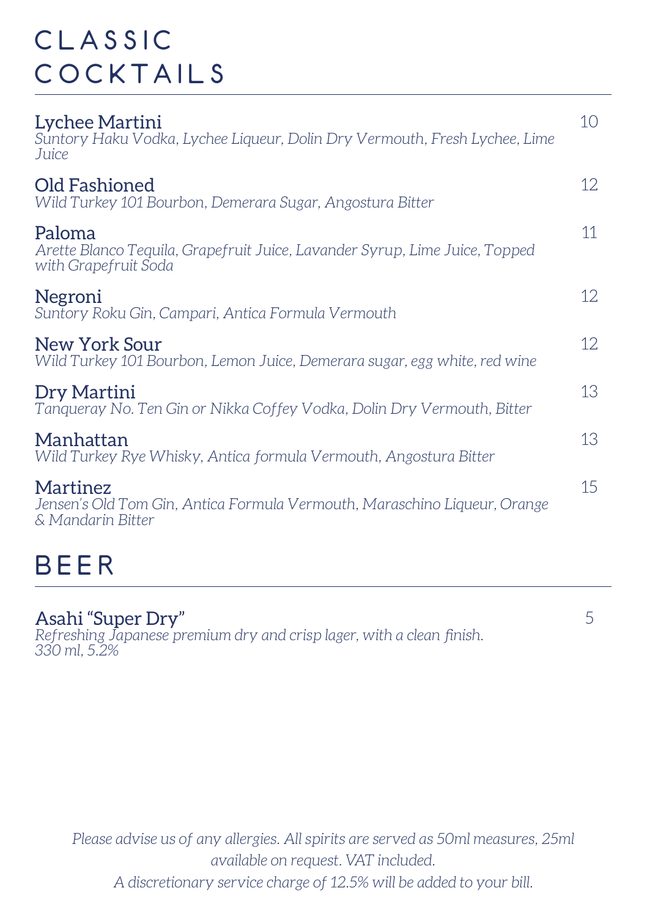# CLASSIC COCKTAILS

**Lychee Martini** 10
*Suntory Haku Vodka, Lychee Liqueur, Dolin Dry Vermouth, Fresh Lychee, Lime Juice*

**Old Fashioned** 12
*Wild Turkey 101 Bourbon, Demerara Sugar, Angostura Bitter*

**Paloma** 11
*Arette Blanco Tequila, Grapefruit Juice, Lavander Syrup, Lime Juice, Topped with Grapefruit Soda*

**Negroni** 12
*Suntory Roku Gin, Campari, Antica Formula Vermouth*

**New York Sour** 12
*Wild Turkey 101 Bourbon, Lemon Juice, Demerara sugar, egg white, red wine*

**Dry Martini** 13
*Tanqueray No. Ten Gin or Nikka Coffey Vodka, Dolin Dry Vermouth, Bitter*

**Manhattan** 13
*Wild Turkey Rye Whisky, Antica formula Vermouth, Angostura Bitter*

**Martinez** 15
*Jensen's Old Tom Gin, Antica Formula Vermouth, Maraschino Liqueur, Orange & Mandarin Bitter*

# BEER

**Asahi "Super Dry"** 5
*Refreshing Japanese premium dry and crisp lager, with a clean finish.*
*330 ml, 5.2%*

*Please advise us of any allergies. All spirits are served as 50ml measures, 25ml available on request. VAT included.*
*A discretionary service charge of 12.5% will be added to your bill.*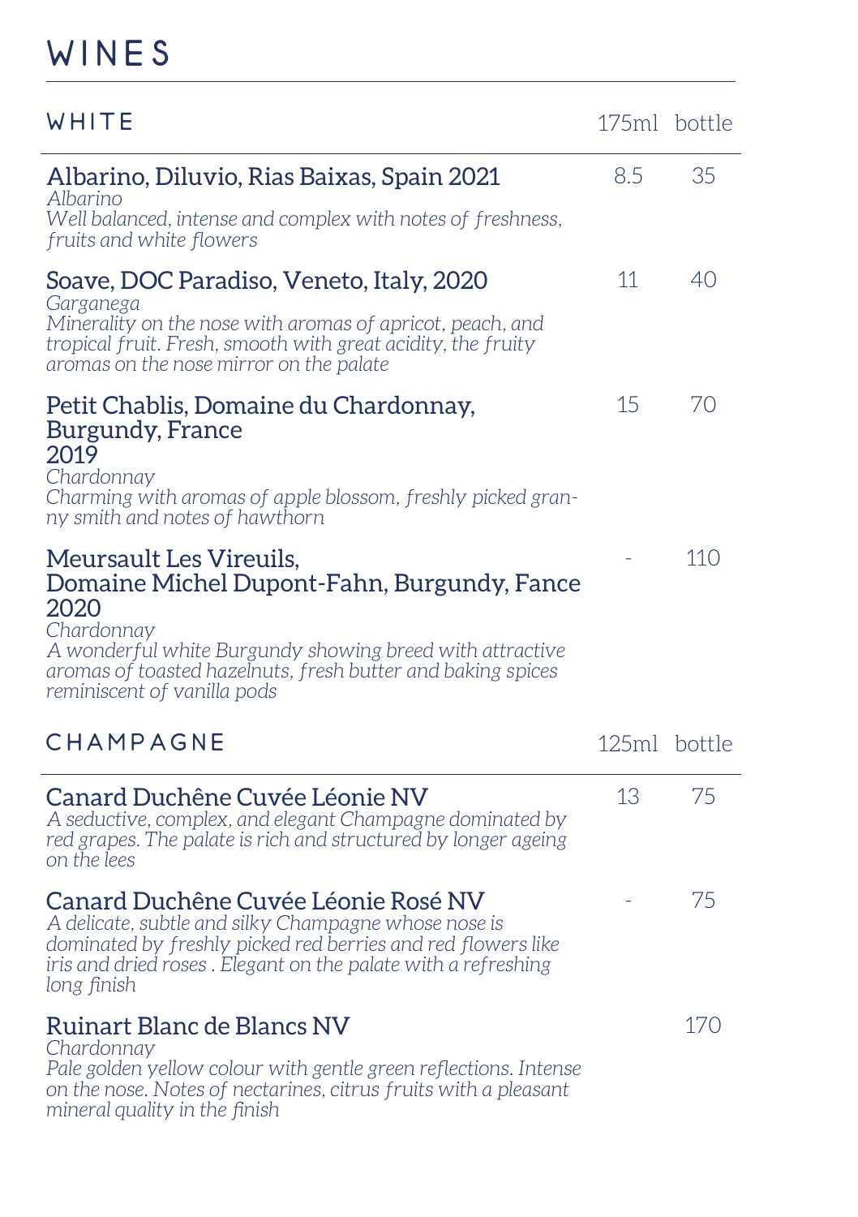# WINES

## WHITE

| WHITE | 175ml | bottle |
|---|---|---|
| **Albarino, Diluvio, Rias Baixas, Spain 2021**<br>*Albarino*<br>*Well balanced, intense and complex with notes of freshness, fruits and white flowers* | 8.5 | 35 |
| **Soave, DOC Paradiso, Veneto, Italy, 2020**<br>*Garganega*<br>*Minerality on the nose with aromas of apricot, peach, and tropical fruit. Fresh, smooth with great acidity, the fruity aromas on the nose mirror on the palate* | 11 | 40 |
| **Petit Chablis, Domaine du Chardonnay, Burgundy, France 2019**<br>*Chardonnay*<br>*Charming with aromas of apple blossom, freshly picked granny smith and notes of hawthorn* | 15 | 70 |
| **Meursault Les Vireuils, Domaine Michel Dupont-Fahn, Burgundy, Fance 2020**<br>*Chardonnay*<br>*A wonderful white Burgundy showing breed with attractive aromas of toasted hazelnuts, fresh butter and baking spices reminiscent of vanilla pods* | - | 110 |

## CHAMPAGNE

| CHAMPAGNE | 125ml | bottle |
|---|---|---|
| **Canard Duchêne Cuvée Léonie NV**<br>*A seductive, complex, and elegant Champagne dominated by red grapes. The palate is rich and structured by longer ageing on the lees* | 13 | 75 |
| **Canard Duchêne Cuvée Léonie Rosé NV**<br>*A delicate, subtle and silky Champagne whose nose is dominated by freshly picked red berries and red flowers like iris and dried roses . Elegant on the palate with a refreshing long finish* | - | 75 |
| **Ruinart Blanc de Blancs NV**<br>*Chardonnay*<br>*Pale golden yellow colour with gentle green reflections. Intense on the nose. Notes of nectarines, citrus fruits with a pleasant mineral quality in the finish* | | 170 |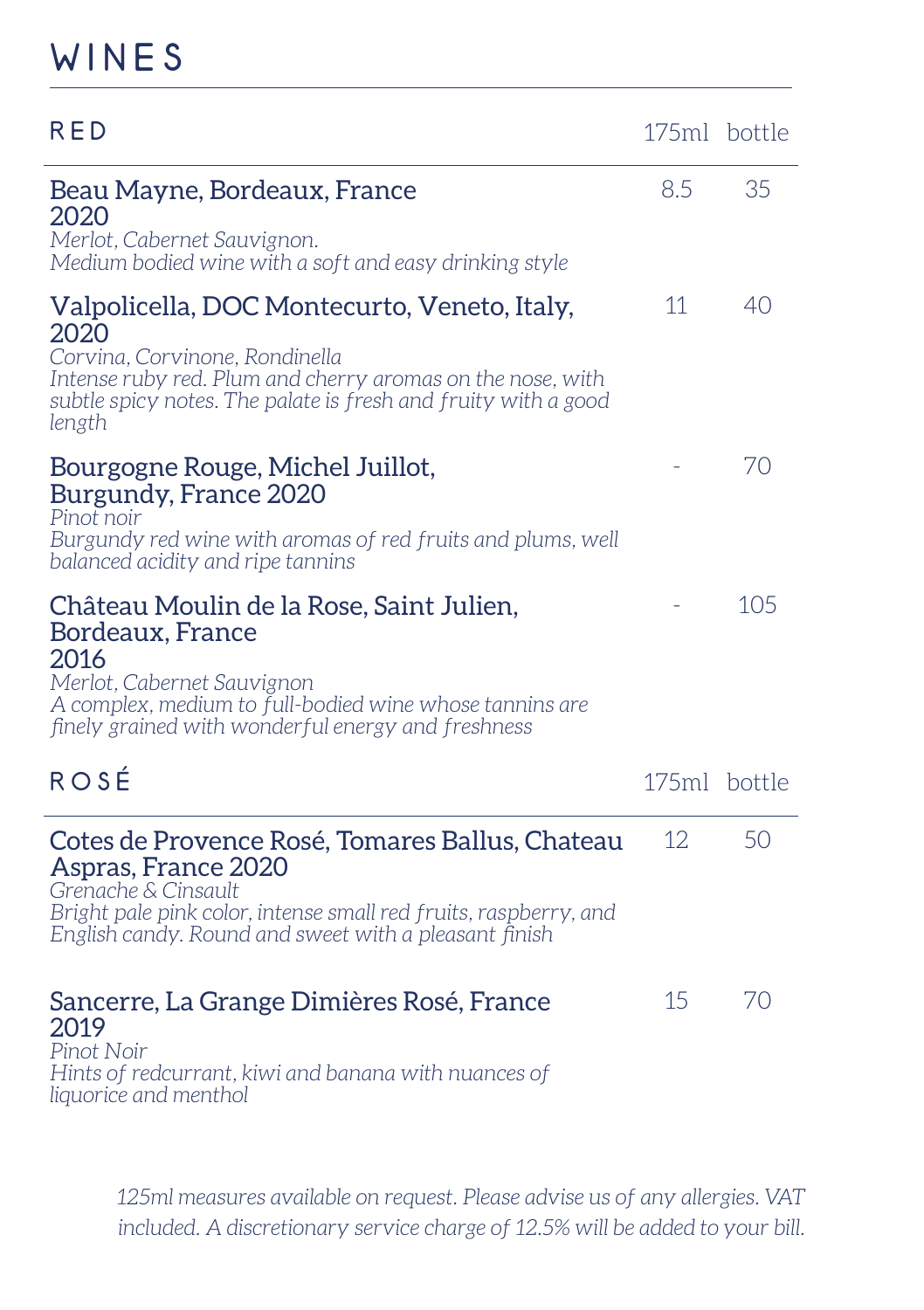# WINES

## RED

| | 175ml | bottle |
|---|---|---|
| **Beau Mayne, Bordeaux, France 2020**<br>*Merlot, Cabernet Sauvignon.*<br>*Medium bodied wine with a soft and easy drinking style* | 8.5 | 35 |
| **Valpolicella, DOC Montecurto, Veneto, Italy, 2020**<br>*Corvina, Corvinone, Rondinella*<br>*Intense ruby red. Plum and cherry aromas on the nose, with subtle spicy notes. The palate is fresh and fruity with a good length* | 11 | 40 |
| **Bourgogne Rouge, Michel Juillot, Burgundy, France 2020**<br>*Pinot noir*<br>*Burgundy red wine with aromas of red fruits and plums, well balanced acidity and ripe tannins* | - | 70 |
| **Château Moulin de la Rose, Saint Julien, Bordeaux, France 2016**<br>*Merlot, Cabernet Sauvignon*<br>*A complex, medium to full-bodied wine whose tannins are finely grained with wonderful energy and freshness* | - | 105 |

## ROSÉ

| | 175ml | bottle |
|---|---|---|
| **Cotes de Provence Rosé, Tomares Ballus, Chateau Aspras, France 2020**<br>*Grenache & Cinsault*<br>*Bright pale pink color, intense small red fruits, raspberry, and English candy. Round and sweet with a pleasant finish* | 12 | 50 |
| **Sancerre, La Grange Dimières Rosé, France 2019**<br>*Pinot Noir*<br>*Hints of redcurrant, kiwi and banana with nuances of liquorice and menthol* | 15 | 70 |

*125ml measures available on request. Please advise us of any allergies. VAT included. A discretionary service charge of 12.5% will be added to your bill.*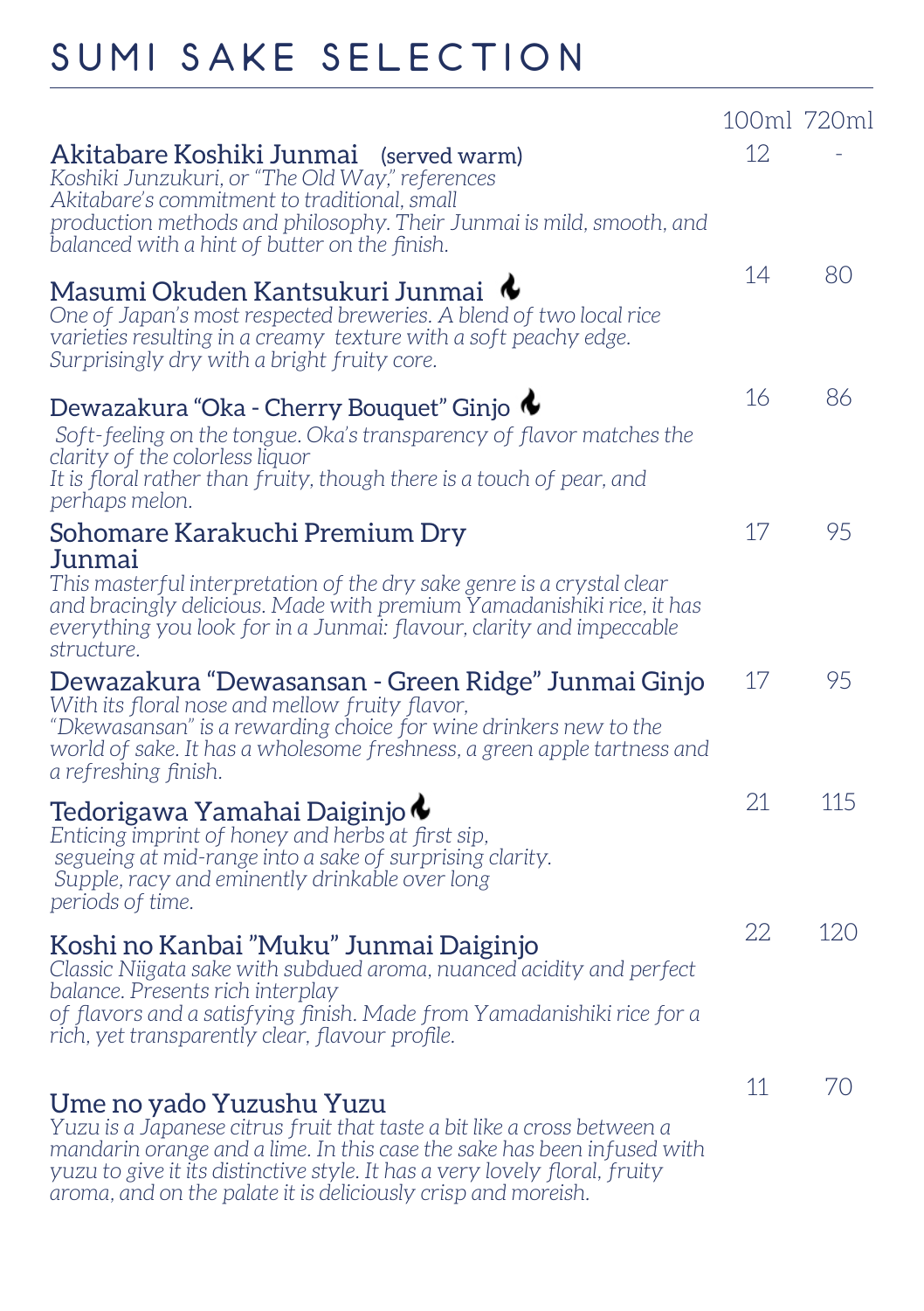# SUMI SAKE SELECTION

| | 100ml | 720ml |
|---|---|---|
| **Akitabare Koshiki Junmai** (served warm)<br>*Koshiki Junzukuri, or "The Old Way," references Akitabare's commitment to traditional, small production methods and philosophy. Their Junmai is mild, smooth, and balanced with a hint of butter on the finish.* | 12 | - |
| **Masumi Okuden Kantsukuri Junmai** 🔥<br>*One of Japan's most respected breweries. A blend of two local rice varieties resulting in a creamy texture with a soft peachy edge. Surprisingly dry with a bright fruity core.* | 14 | 80 |
| **Dewazakura "Oka - Cherry Bouquet" Ginjo** 🔥<br>*Soft-feeling on the tongue. Oka's transparency of flavor matches the clarity of the colorless liquor It is floral rather than fruity, though there is a touch of pear, and perhaps melon.* | 16 | 86 |
| **Sohomare Karakuchi Premium Dry Junmai**<br>*This masterful interpretation of the dry sake genre is a crystal clear and bracingly delicious. Made with premium Yamadanishiki rice, it has everything you look for in a Junmai: flavour, clarity and impeccable structure.* | 17 | 95 |
| **Dewazakura "Dewasansan - Green Ridge" Junmai Ginjo**<br>*With its floral nose and mellow fruity flavor, "Dkewasansan" is a rewarding choice for wine drinkers new to the world of sake. It has a wholesome freshness, a green apple tartness and a refreshing finish.* | 17 | 95 |
| **Tedorigawa Yamahai Daiginjo** 🔥<br>*Enticing imprint of honey and herbs at first sip, segueing at mid-range into a sake of surprising clarity. Supple, racy and eminently drinkable over long periods of time.* | 21 | 115 |
| **Koshi no Kanbai "Muku" Junmai Daiginjo**<br>*Classic Niigata sake with subdued aroma, nuanced acidity and perfect balance. Presents rich interplay of flavors and a satisfying finish. Made from Yamadanishiki rice for a rich, yet transparently clear, flavour profile.* | 22 | 120 |
| **Ume no yado Yuzushu Yuzu**<br>*Yuzu is a Japanese citrus fruit that taste a bit like a cross between a mandarin orange and a lime. In this case the sake has been infused with yuzu to give it its distinctive style. It has a very lovely floral, fruity aroma, and on the palate it is deliciously crisp and moreish.* | 11 | 70 |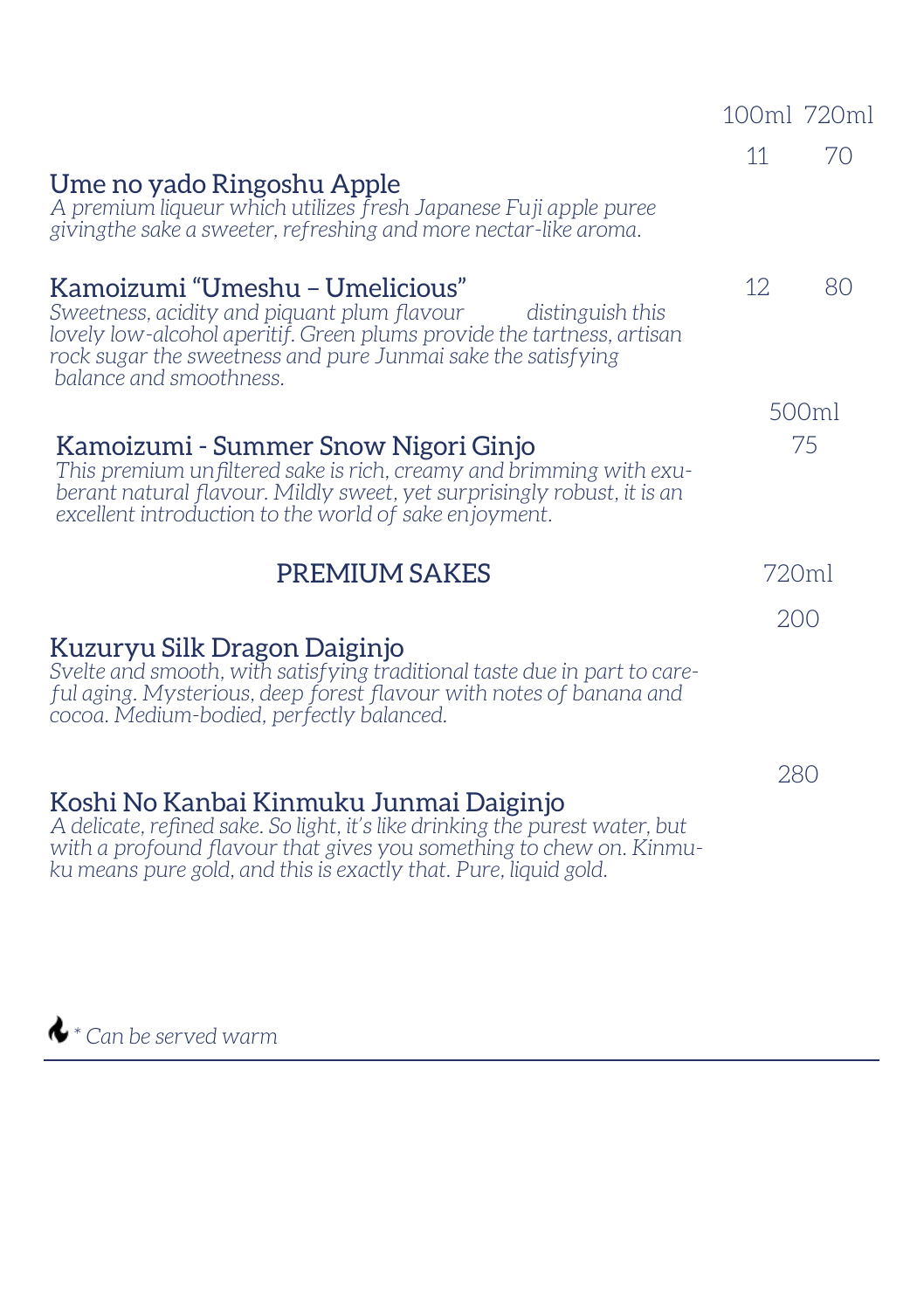| | 100ml | 720ml |
|---|---|---|
| | 11 | 70 |

### Ume no yado Ringoshu Apple

*A premium liqueur which utilizes fresh Japanese Fuji apple puree givingthe sake a sweeter, refreshing and more nectar-like aroma.*

| | 100ml | 720ml |
|---|---|---|
| | 12 | 80 |

### Kamoizumi “Umeshu – Umelicious”

*Sweetness, acidity and piquant plum flavour distinguish this lovely low-alcohol aperitif. Green plums provide the tartness, artisan rock sugar the sweetness and pure Junmai sake the satisfying balance and smoothness.*

500ml
75

### Kamoizumi - Summer Snow Nigori Ginjo

*This premium unfiltered sake is rich, creamy and brimming with exuberant natural flavour. Mildly sweet, yet surprisingly robust, it is an excellent introduction to the world of sake enjoyment.*

## PREMIUM SAKES

720ml

200

### Kuzuryu Silk Dragon Daiginjo

*Svelte and smooth, with satisfying traditional taste due in part to careful aging. Mysterious, deep forest flavour with notes of banana and cocoa. Medium-bodied, perfectly balanced.*

280

### Koshi No Kanbai Kinmuku Junmai Daiginjo

*A delicate, refined sake. So light, it’s like drinking the purest water, but with a profound flavour that gives you something to chew on. Kinmuku means pure gold, and this is exactly that. Pure, liquid gold.*

*\* Can be served warm*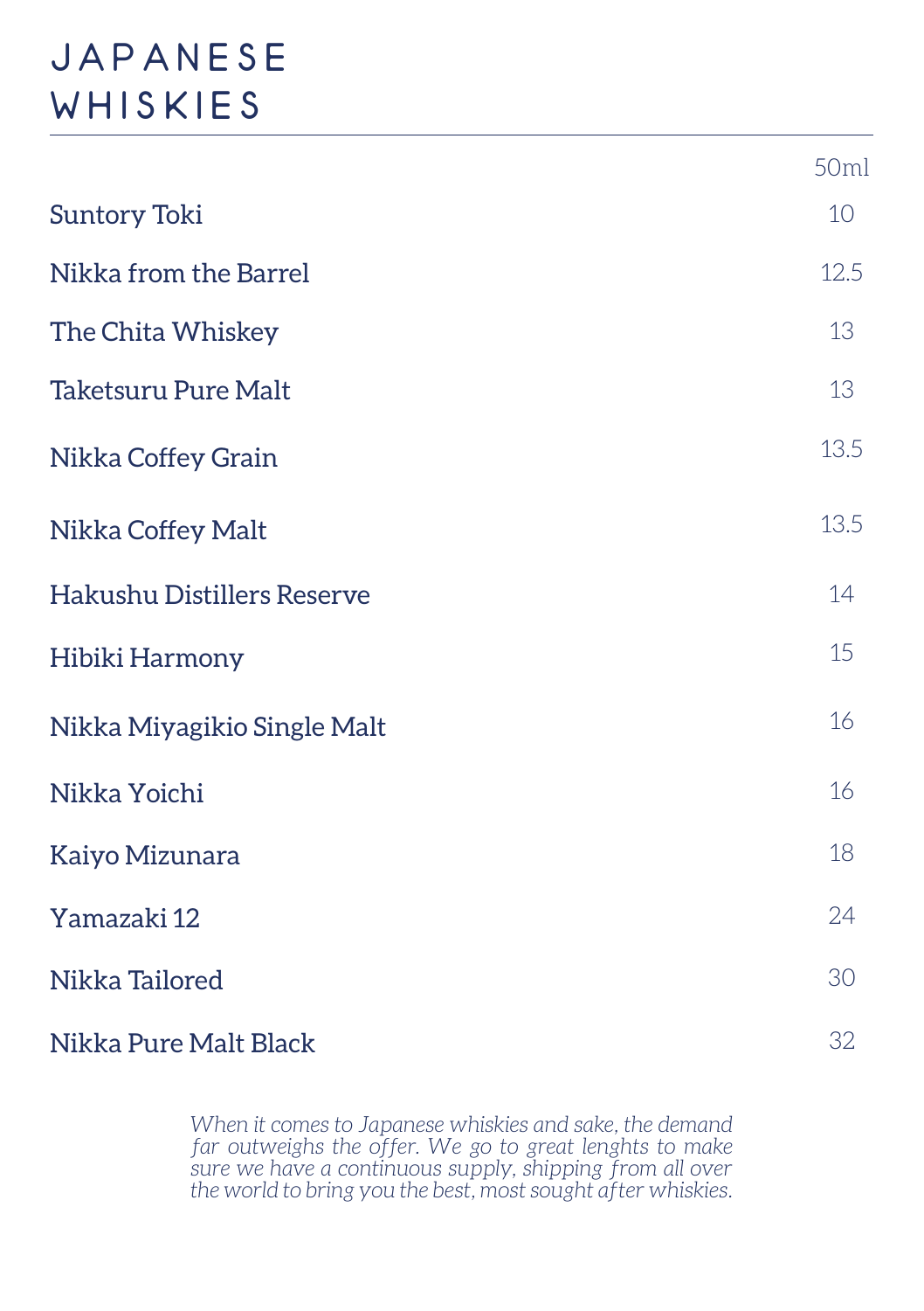# JAPANESE WHISKIES

| | 50ml |
|---|---|
| Suntory Toki | 10 |
| Nikka from the Barrel | 12.5 |
| The Chita Whiskey | 13 |
| Taketsuru Pure Malt | 13 |
| Nikka Coffey Grain | 13.5 |
| Nikka Coffey Malt | 13.5 |
| Hakushu Distillers Reserve | 14 |
| Hibiki Harmony | 15 |
| Nikka Miyagikio Single Malt | 16 |
| Nikka Yoichi | 16 |
| Kaiyo Mizunara | 18 |
| Yamazaki 12 | 24 |
| Nikka Tailored | 30 |
| Nikka Pure Malt Black | 32 |

*When it comes to Japanese whiskies and sake, the demand far outweighs the offer. We go to great lenghts to make sure we have a continuous supply, shipping from all over the world to bring you the best, most sought after whiskies.*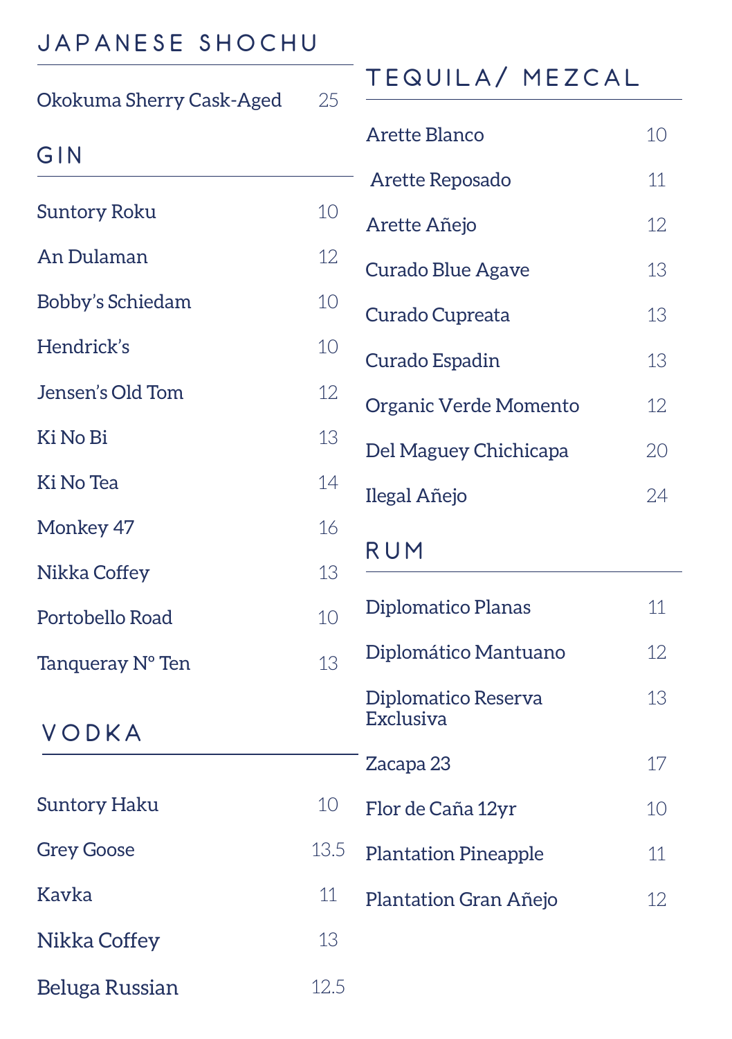## JAPANESE SHOCHU

| | |
|---|---|
| Okokuma Sherry Cask-Aged | 25 |

## GIN

| | |
|---|---|
| Suntory Roku | 10 |
| An Dulaman | 12 |
| Bobby's Schiedam | 10 |
| Hendrick's | 10 |
| Jensen's Old Tom | 12 |
| Ki No Bi | 13 |
| Ki No Tea | 14 |
| Monkey 47 | 16 |
| Nikka Coffey | 13 |
| Portobello Road | 10 |
| Tanqueray N° Ten | 13 |

## VODKA

| | |
|---|---|
| Suntory Haku | 10 |
| Grey Goose | 13.5 |
| Kavka | 11 |
| Nikka Coffey | 13 |
| Beluga Russian | 12.5 |

## TEQUILA/ MEZCAL

| | |
|---|---|
| Arette Blanco | 10 |
| Arette Reposado | 11 |
| Arette Añejo | 12 |
| Curado Blue Agave | 13 |
| Curado Cupreata | 13 |
| Curado Espadin | 13 |
| Organic Verde Momento | 12 |
| Del Maguey Chichicapa | 20 |
| Ilegal Añejo | 24 |

## RUM

| | |
|---|---|
| Diplomatico Planas | 11 |
| Diplomático Mantuano | 12 |
| Diplomatico Reserva Exclusiva | 13 |
| Zacapa 23 | 17 |
| Flor de Caña 12yr | 10 |
| Plantation Pineapple | 11 |
| Plantation Gran Añejo | 12 |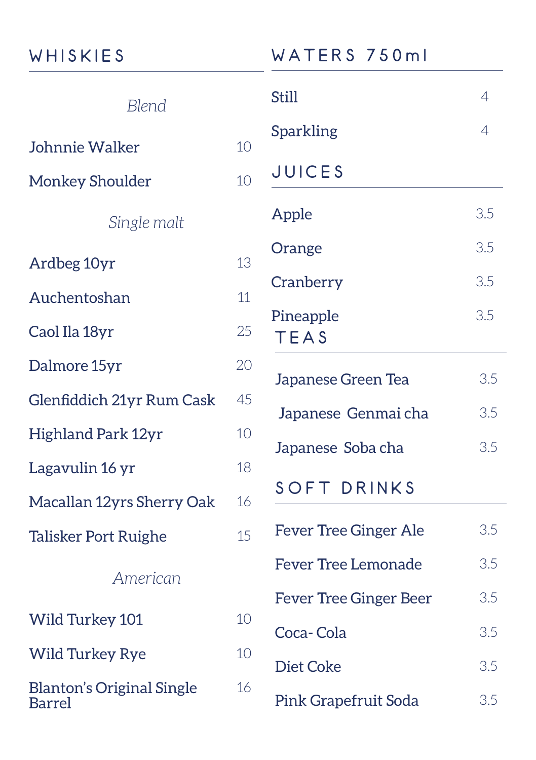## WHISKIES

*Blend*

| Item | Price |
|---|---|
| Johnnie Walker | 10 |
| Monkey Shoulder | 10 |

*Single malt*

| Item | Price |
|---|---|
| Ardbeg 10yr | 13 |
| Auchentoshan | 11 |
| Caol Ila 18yr | 25 |
| Dalmore 15yr | 20 |
| Glenfiddich 21yr Rum Cask | 45 |
| Highland Park 12yr | 10 |
| Lagavulin 16 yr | 18 |
| Macallan 12yrs Sherry Oak | 16 |
| Talisker Port Ruighe | 15 |

*American*

| Item | Price |
|---|---|
| Wild Turkey 101 | 10 |
| Wild Turkey Rye | 10 |
| Blanton's Original Single Barrel | 16 |

## WATERS 750ml

| Item | Price |
|---|---|
| Still | 4 |
| Sparkling | 4 |

## JUICES

| Item | Price |
|---|---|
| Apple | 3.5 |
| Orange | 3.5 |
| Cranberry | 3.5 |
| Pineapple | 3.5 |

## TEAS

| Item | Price |
|---|---|
| Japanese Green Tea | 3.5 |
| Japanese Genmai cha | 3.5 |
| Japanese Soba cha | 3.5 |

## SOFT DRINKS

| Item | Price |
|---|---|
| Fever Tree Ginger Ale | 3.5 |
| Fever Tree Lemonade | 3.5 |
| Fever Tree Ginger Beer | 3.5 |
| Coca- Cola | 3.5 |
| Diet Coke | 3.5 |
| Pink Grapefruit Soda | 3.5 |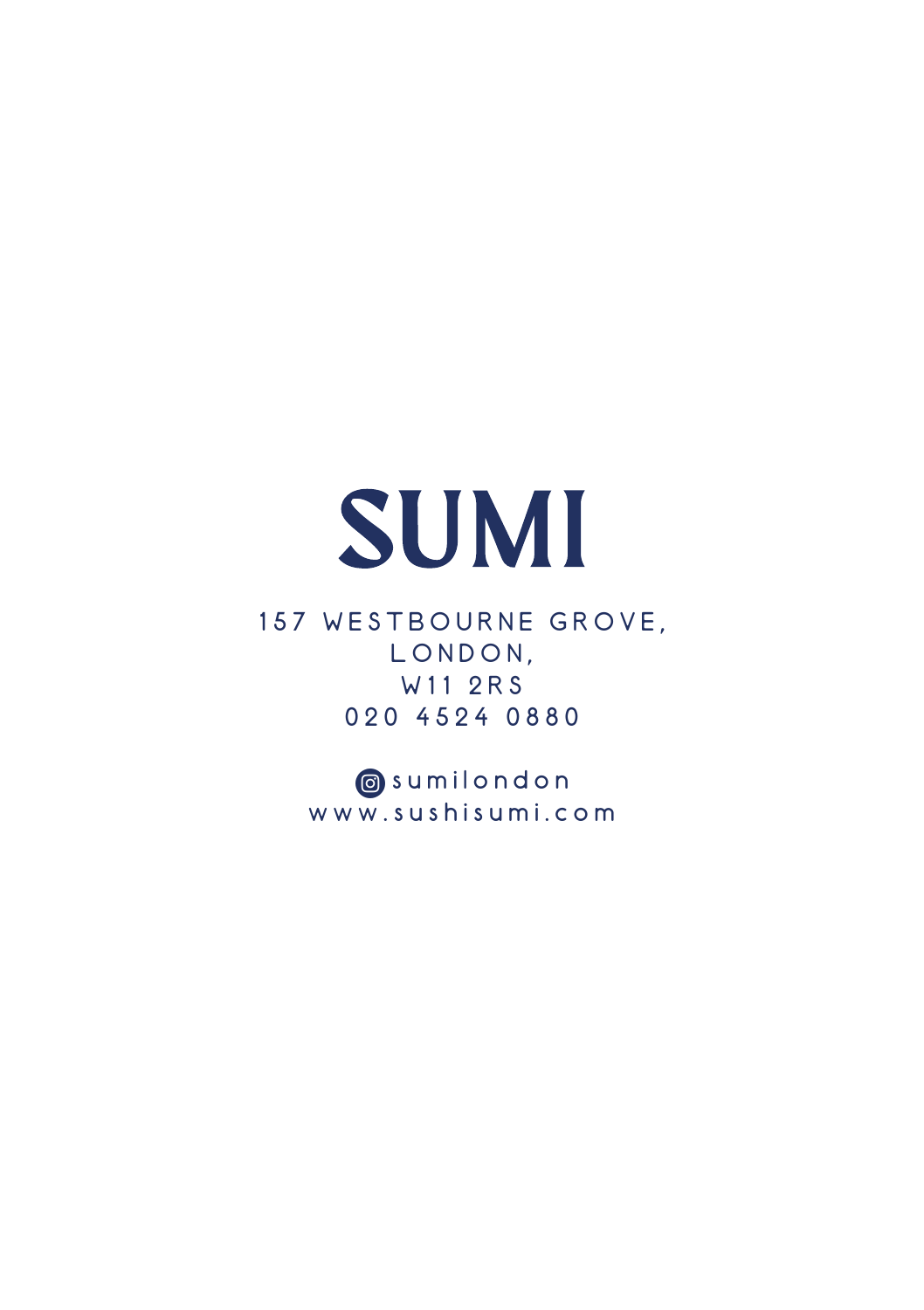# SUMI

157 WESTBOURNE GROVE,
LONDON,
W11 2RS
020 4524 0880

sumilondon
www.sushisumi.com